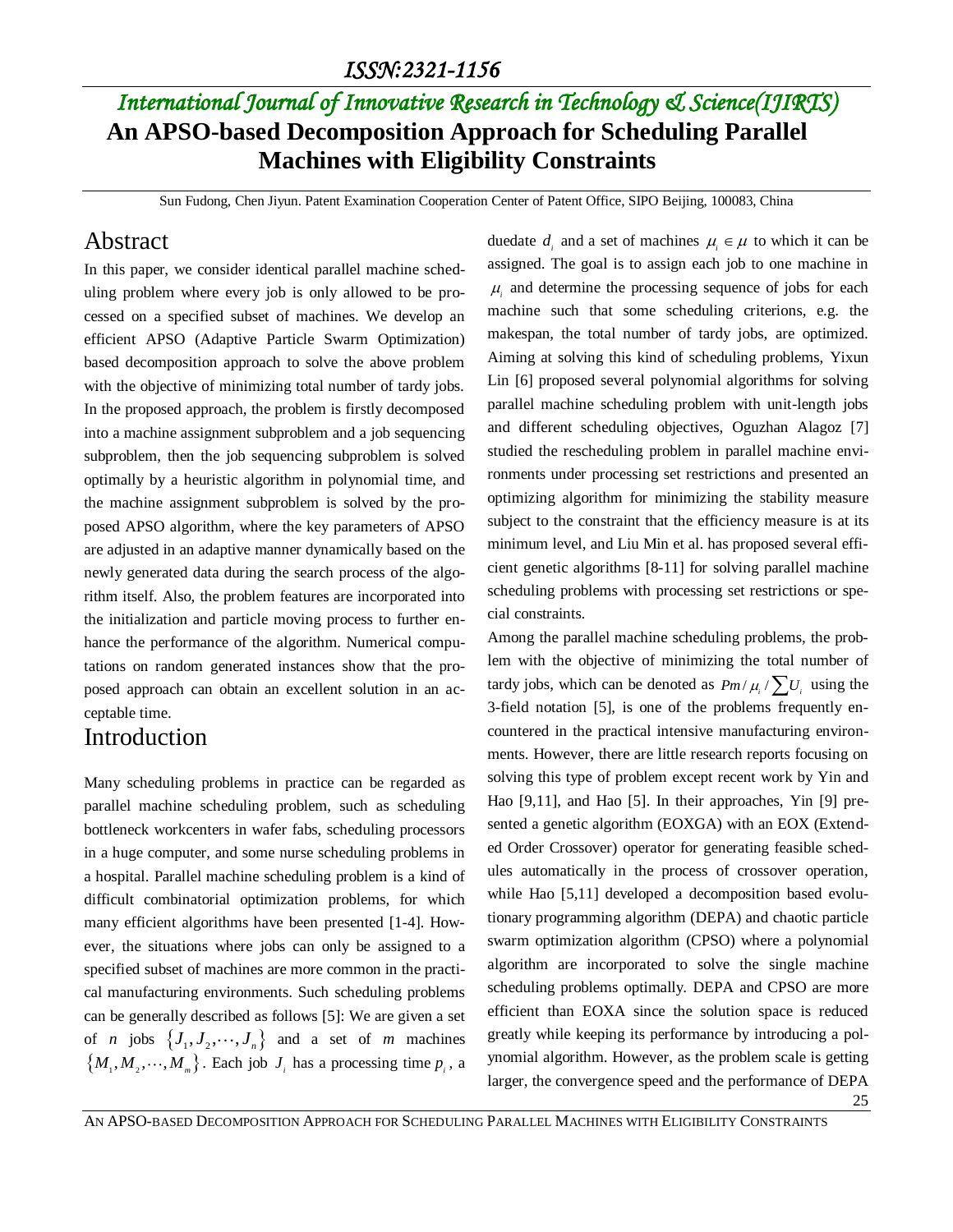ISSN:2321-1156

*International Journal of Innovative Research in Technology & Science(IJIRTS)*

# An APSO-based Decomposition Approach for Scheduling Parallel Machines with Eligibility Constraints

Sun Fudong, Chen Jiyun. Patent Examination Cooperation Center of Patent Office, SIPO Beijing, 100083, China

## Abstract

In this paper, we consider identical parallel machine scheduling problem where every job is only allowed to be processed on a specified subset of machines. We develop an efficient APSO (Adaptive Particle Swarm Optimization) based decomposition approach to solve the above problem with the objective of minimizing total number of tardy jobs. In the proposed approach, the problem is firstly decomposed into a machine assignment subproblem and a job sequencing subproblem, then the job sequencing subproblem is solved optimally by a heuristic algorithm in polynomial time, and the machine assignment subproblem is solved by the proposed APSO algorithm, where the key parameters of APSO are adjusted in an adaptive manner dynamically based on the newly generated data during the search process of the algorithm itself. Also, the problem features are incorporated into the initialization and particle moving process to further enhance the performance of the algorithm. Numerical computations on random generated instances show that the proposed approach can obtain an excellent solution in an acceptable time.

## Introduction

Many scheduling problems in practice can be regarded as parallel machine scheduling problem, such as scheduling bottleneck workcenters in wafer fabs, scheduling processors in a huge computer, and some nurse scheduling problems in a hospital. Parallel machine scheduling problem is a kind of difficult combinatorial optimization problems, for which many efficient algorithms have been presented [1-4]. However, the situations where jobs can only be assigned to a specified subset of machines are more common in the practical manufacturing environments. Such scheduling problems can be generally described as follows [5]: We are given a set of $n$ jobs $\{J_1, J_2, \cdots, J_n\}$ and a set of $m$ machines $\{M_1, M_2, \cdots, M_m\}$. Each job $J_i$ has a processing time $p_i$, a duedate $d_i$ and a set of machines $\mu_i \in \mu$ to which it can be assigned. The goal is to assign each job to one machine in $\mu_i$ and determine the processing sequence of jobs for each machine such that some scheduling criterions, e.g. the makespan, the total number of tardy jobs, are optimized. Aiming at solving this kind of scheduling problems, Yixun Lin [6] proposed several polynomial algorithms for solving parallel machine scheduling problem with unit-length jobs and different scheduling objectives, Oguzhan Alagoz [7] studied the rescheduling problem in parallel machine environments under processing set restrictions and presented an optimizing algorithm for minimizing the stability measure subject to the constraint that the efficiency measure is at its minimum level, and Liu Min et al. has proposed several efficient genetic algorithms [8-11] for solving parallel machine scheduling problems with processing set restrictions or special constraints.

Among the parallel machine scheduling problems, the problem with the objective of minimizing the total number of tardy jobs, which can be denoted as $Pm/\mu_i/\sum U_i$ using the 3-field notation [5], is one of the problems frequently encountered in the practical intensive manufacturing environments. However, there are little research reports focusing on solving this type of problem except recent work by Yin and Hao [9,11], and Hao [5]. In their approaches, Yin [9] presented a genetic algorithm (EOXGA) with an EOX (Extended Order Crossover) operator for generating feasible schedules automatically in the process of crossover operation, while Hao [5,11] developed a decomposition based evolutionary programming algorithm (DEPA) and chaotic particle swarm optimization algorithm (CPSO) where a polynomial algorithm are incorporated to solve the single machine scheduling problems optimally. DEPA and CPSO are more efficient than EOXA since the solution space is reduced greatly while keeping its performance by introducing a polynomial algorithm. However, as the problem scale is getting larger, the convergence speed and the performance of DEPA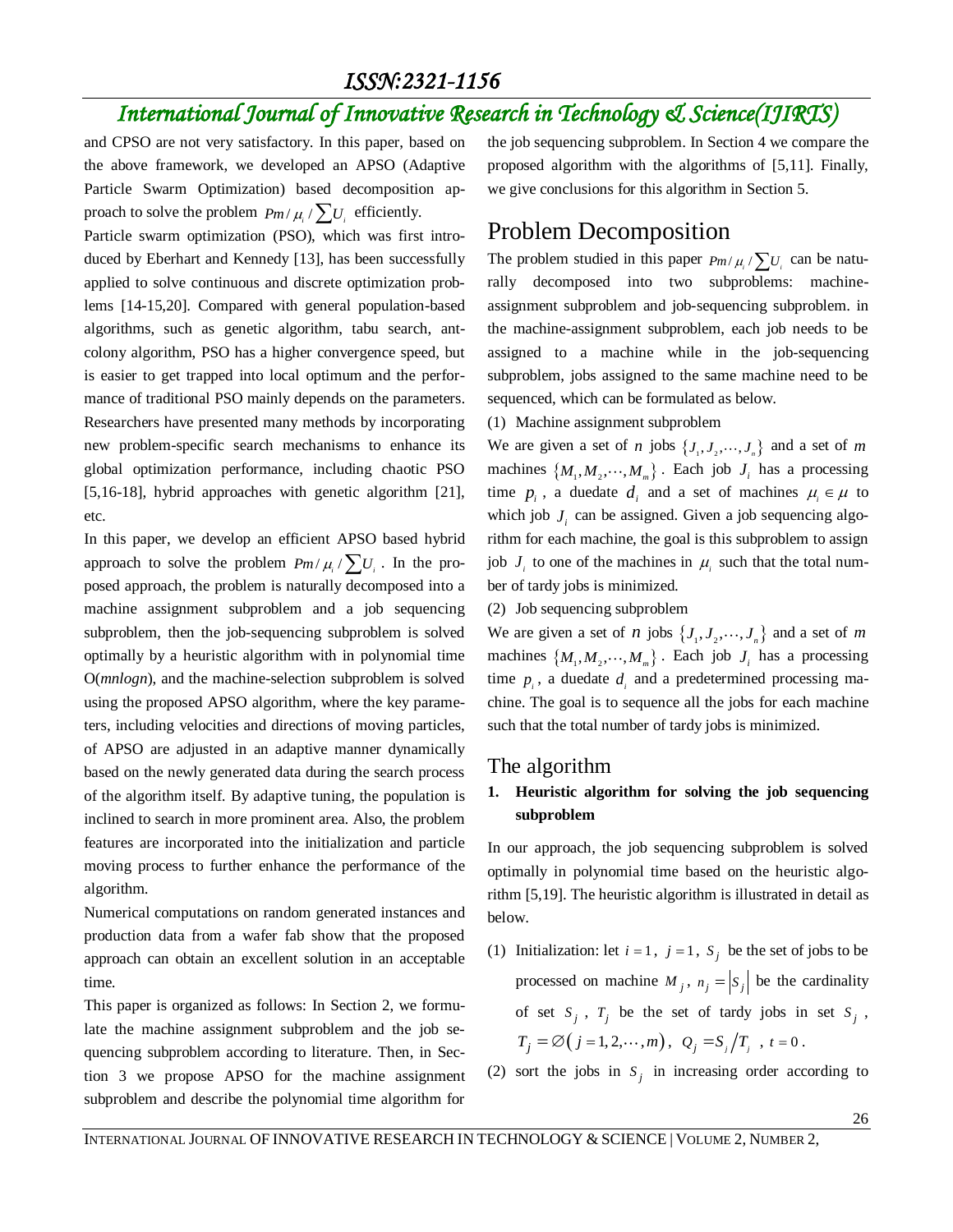and CPSO are not very satisfactory. In this paper, based on the above framework, we developed an APSO (Adaptive Particle Swarm Optimization) based decomposition approach to solve the problem $Pm/\mu_i/\sum U_i$ efficiently.

Particle swarm optimization (PSO), which was first introduced by Eberhart and Kennedy [13], has been successfully applied to solve continuous and discrete optimization problems [14-15,20]. Compared with general population-based algorithms, such as genetic algorithm, tabu search, ant-colony algorithm, PSO has a higher convergence speed, but is easier to get trapped into local optimum and the performance of traditional PSO mainly depends on the parameters. Researchers have presented many methods by incorporating new problem-specific search mechanisms to enhance its global optimization performance, including chaotic PSO [5,16-18], hybrid approaches with genetic algorithm [21], etc.

In this paper, we develop an efficient APSO based hybrid approach to solve the problem $Pm/\mu_i/\sum U_i$. In the proposed approach, the problem is naturally decomposed into a machine assignment subproblem and a job sequencing subproblem, then the job-sequencing subproblem is solved optimally by a heuristic algorithm with in polynomial time O(*mnlogn*), and the machine-selection subproblem is solved using the proposed APSO algorithm, where the key parameters, including velocities and directions of moving particles, of APSO are adjusted in an adaptive manner dynamically based on the newly generated data during the search process of the algorithm itself. By adaptive tuning, the population is inclined to search in more prominent area. Also, the problem features are incorporated into the initialization and particle moving process to further enhance the performance of the algorithm.

Numerical computations on random generated instances and production data from a wafer fab show that the proposed approach can obtain an excellent solution in an acceptable time.

This paper is organized as follows: In Section 2, we formulate the machine assignment subproblem and the job sequencing subproblem according to literature. Then, in Section 3 we propose APSO for the machine assignment subproblem and describe the polynomial time algorithm for the job sequencing subproblem. In Section 4 we compare the proposed algorithm with the algorithms of [5,11]. Finally, we give conclusions for this algorithm in Section 5.

# Problem Decomposition

The problem studied in this paper $Pm/\mu_i/\sum U_i$ can be naturally decomposed into two subproblems: machine-assignment subproblem and job-sequencing subproblem. in the machine-assignment subproblem, each job needs to be assigned to a machine while in the job-sequencing subproblem, jobs assigned to the same machine need to be sequenced, which can be formulated as below.

(1) Machine assignment subproblem

We are given a set of $n$ jobs $\{J_1, J_2, \cdots, J_n\}$ and a set of $m$ machines $\{M_1, M_2, \cdots, M_m\}$. Each job $J_i$ has a processing time $p_i$, a duedate $d_i$ and a set of machines $\mu_i \in \mu$ to which job $J_i$ can be assigned. Given a job sequencing algorithm for each machine, the goal is this subproblem to assign job $J_i$ to one of the machines in $\mu_i$ such that the total number of tardy jobs is minimized.

(2) Job sequencing subproblem

We are given a set of $n$ jobs $\{J_1, J_2, \cdots, J_n\}$ and a set of $m$ machines $\{M_1, M_2, \cdots, M_m\}$. Each job $J_i$ has a processing time $p_i$, a duedate $d_i$ and a predetermined processing machine. The goal is to sequence all the jobs for each machine such that the total number of tardy jobs is minimized.

# The algorithm

**1. Heuristic algorithm for solving the job sequencing subproblem**

In our approach, the job sequencing subproblem is solved optimally in polynomial time based on the heuristic algorithm [5,19]. The heuristic algorithm is illustrated in detail as below.

(1) Initialization: let $i=1$, $j=1$, $S_j$ be the set of jobs to be processed on machine $M_j$, $n_j = |S_j|$ be the cardinality of set $S_j$, $T_j$ be the set of tardy jobs in set $S_j$, $T_j = \varnothing\,(j=1,2,\cdots,m)$, $Q_j = S_j / T_j$, $t=0$.

(2) sort the jobs in $S_j$ in increasing order according to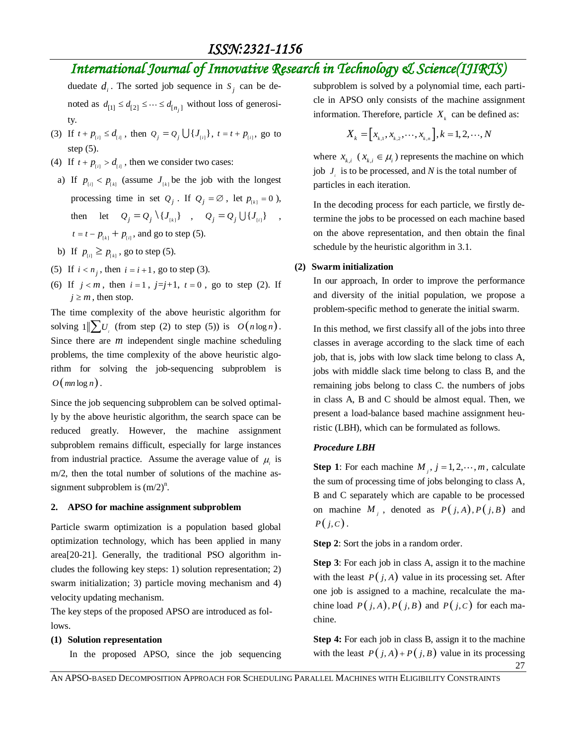duedate $d_i$. The sorted job sequence in $S_j$ can be denoted as $d_{[1]} \le d_{[2]} \le \cdots \le d_{[n_j]}$ without loss of generosity.

(3) If $t + p_{[i]} \le d_{[i]}$, then $Q_j = Q_j \bigcup \{J_{[i]}\}$, $t = t + p_{[i]}$, go to step (5).

(4) If $t + p_{[i]} > d_{[i]}$, then we consider two cases:

   a) If $p_{[i]} < p_{[k]}$ (assume $J_{[k]}$ be the job with the longest processing time in set $Q_j$. If $Q_j = \varnothing$, let $p_{[k]} = 0$), then let $Q_j = Q_j \setminus \{J_{[k]}\}$, $Q_j = Q_j \bigcup \{J_{[i]}\}$, $t = t - p_{[k]} + p_{[i]}$, and go to step (5).

   b) If $p_{[i]} \ge p_{[k]}$, go to step (5).

(5) If $i < n_j$, then $i = i + 1$, go to step (3).

(6) If $j < m$, then $i = 1$, $j$=$j$+1, $t = 0$, go to step (2). If $j \ge m$, then stop.

The time complexity of the above heuristic algorithm for solving $1\|\sum U_i$ (from step (2) to step (5)) is $O(n \log n)$. Since there are $m$ independent single machine scheduling problems, the time complexity of the above heuristic algorithm for solving the job-sequencing subproblem is $O(mn \log n)$.

Since the job sequencing subproblem can be solved optimally by the above heuristic algorithm, the search space can be reduced greatly. However, the machine assignment subproblem remains difficult, especially for large instances from industrial practice. Assume the average value of $\mu_i$ is m/2, then the total number of solutions of the machine assignment subproblem is $(m/2)^n$.

## 2. APSO for machine assignment subproblem

Particle swarm optimization is a population based global optimization technology, which has been applied in many area[20-21]. Generally, the traditional PSO algorithm includes the following key steps: 1) solution representation; 2) swarm initialization; 3) particle moving mechanism and 4) velocity updating mechanism.

The key steps of the proposed APSO are introduced as follows.

### (1) Solution representation

In the proposed APSO, since the job sequencing subproblem is solved by a polynomial time, each particle in APSO only consists of the machine assignment information. Therefore, particle $X_k$ can be defined as:

$$X_k = \left[x_{k,1}, x_{k,2}, \cdots, x_{k,n}\right], k = 1, 2, \cdots, N$$

where $x_{k,i}$ ($x_{k,i} \in \mu_i$) represents the machine on which job $J_i$ is to be processed, and *N* is the total number of particles in each iteration.

In the decoding process for each particle, we firstly determine the jobs to be processed on each machine based on the above representation, and then obtain the final schedule by the heuristic algorithm in 3.1.

### (2) Swarm initialization

In our approach, In order to improve the performance and diversity of the initial population, we propose a problem-specific method to generate the initial swarm.

In this method, we first classify all of the jobs into three classes in average according to the slack time of each job, that is, jobs with low slack time belong to class A, jobs with middle slack time belong to class B, and the remaining jobs belong to class C. the numbers of jobs in class A, B and C should be almost equal. Then, we present a load-balance based machine assignment heuristic (LBH), which can be formulated as follows.

***Procedure LBH***

**Step 1**: For each machine $M_j$, $j = 1, 2, \cdots, m$, calculate the sum of processing time of jobs belonging to class A, B and C separately which are capable to be processed on machine $M_j$, denoted as $P(j, A), P(j, B)$ and $P(j, C)$.

**Step 2**: Sort the jobs in a random order.

**Step 3**: For each job in class A, assign it to the machine with the least $P(j, A)$ value in its processing set. After one job is assigned to a machine, recalculate the machine load $P(j, A), P(j, B)$ and $P(j, C)$ for each machine.

**Step 4:** For each job in class B, assign it to the machine with the least $P(j, A) + P(j, B)$ value in its processing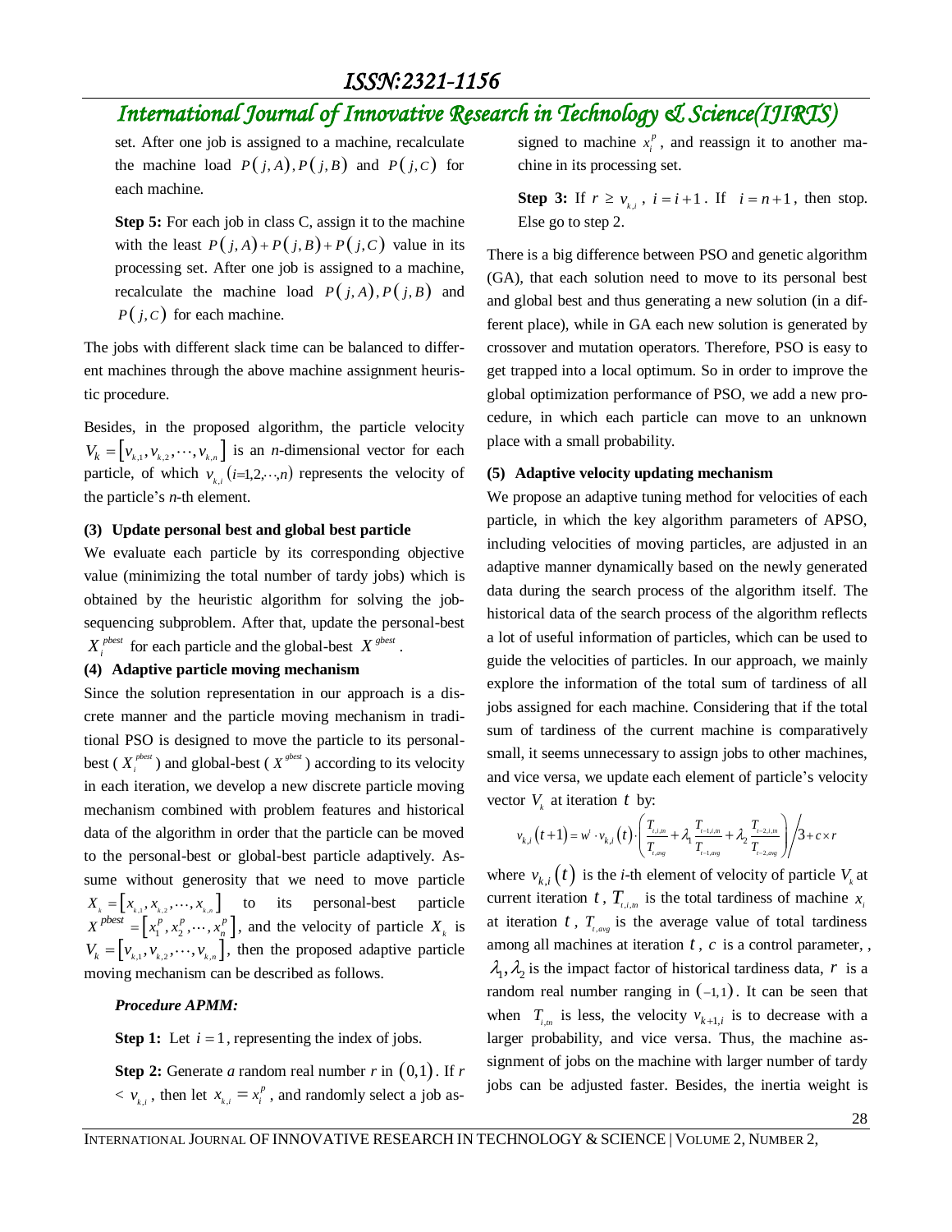set. After one job is assigned to a machine, recalculate the machine load $P(j,A), P(j,B)$ and $P(j,C)$ for each machine.

**Step 5:** For each job in class C, assign it to the machine with the least $P(j,A)+P(j,B)+P(j,C)$ value in its processing set. After one job is assigned to a machine, recalculate the machine load $P(j,A), P(j,B)$ and $P(j,C)$ for each machine.

The jobs with different slack time can be balanced to different machines through the above machine assignment heuristic procedure.

Besides, in the proposed algorithm, the particle velocity $V_k = [v_{k,1}, v_{k,2}, \cdots, v_{k,n}]$ is an *n*-dimensional vector for each particle, of which $v_{k,i}$ $(i=1,2,\cdots,n)$ represents the velocity of the particle's *n*-th element.

**(3) Update personal best and global best particle**

We evaluate each particle by its corresponding objective value (minimizing the total number of tardy jobs) which is obtained by the heuristic algorithm for solving the job-sequencing subproblem. After that, update the personal-best $X_i^{pbest}$ for each particle and the global-best $X^{gbest}$.

**(4) Adaptive particle moving mechanism**

Since the solution representation in our approach is a discrete manner and the particle moving mechanism in traditional PSO is designed to move the particle to its personal-best ($X_i^{pbest}$) and global-best ($X^{gbest}$) according to its velocity in each iteration, we develop a new discrete particle moving mechanism combined with problem features and historical data of the algorithm in order that the particle can be moved to the personal-best or global-best particle adaptively. Assume without generosity that we need to move particle $X_k = [x_{k,1}, x_{k,2}, \cdots, x_{k,n}]$ to its personal-best particle $X^{pbest} = [x_1^p, x_2^p, \cdots, x_n^p]$, and the velocity of particle $X_k$ is $V_k = [v_{k,1}, v_{k,2}, \cdots, v_{k,n}]$, then the proposed adaptive particle moving mechanism can be described as follows.

***Procedure APMM:***

**Step 1:** Let $i=1$, representing the index of jobs.

**Step 2:** Generate *a* random real number $r$ in $(0,1)$. If $r < v_{k,i}$, then let $x_{k,i} = x_i^p$, and randomly select a job assigned to machine $x_i^p$, and reassign it to another machine in its processing set.

**Step 3:** If $r \geq v_{k,i}$, $i = i+1$. If $i = n+1$, then stop. Else go to step 2.

There is a big difference between PSO and genetic algorithm (GA), that each solution need to move to its personal best and global best and thus generating a new solution (in a different place), while in GA each new solution is generated by crossover and mutation operators. Therefore, PSO is easy to get trapped into a local optimum. So in order to improve the global optimization performance of PSO, we add a new procedure, in which each particle can move to an unknown place with a small probability.

**(5) Adaptive velocity updating mechanism**

We propose an adaptive tuning method for velocities of each particle, in which the key algorithm parameters of APSO, including velocities of moving particles, are adjusted in an adaptive manner dynamically based on the newly generated data during the search process of the algorithm itself. The historical data of the search process of the algorithm reflects a lot of useful information of particles, which can be used to guide the velocities of particles. In our approach, we mainly explore the information of the total sum of tardiness of all jobs assigned for each machine. Considering that if the total sum of tardiness of the current machine is comparatively small, it seems unnecessary to assign jobs to other machines, and vice versa, we update each element of particle's velocity vector $V_k$ at iteration $t$ by:

$$v_{k,i}(t+1) = w^t \cdot v_{k,i}(t) \cdot \left( \frac{T_{t,i,m}}{T_{t,avg}} + \lambda_1 \frac{T_{t-1,i,m}}{T_{t-1,avg}} + \lambda_2 \frac{T_{t-2,i,m}}{T_{t-2,avg}} \right) \Big/ 3 + c \times r$$

where $v_{k,i}(t)$ is the *i*-th element of velocity of particle $V_k$ at current iteration $t$, $T_{t,i,m}$ is the total tardiness of machine $x_i$ at iteration $t$, $T_{t,avg}$ is the average value of total tardiness among all machines at iteration $t$, $c$ is a control parameter, , $\lambda_1, \lambda_2$ is the impact factor of historical tardiness data, $r$ is a random real number ranging in $(-1,1)$. It can be seen that when $T_{i,tn}$ is less, the velocity $v_{k+1,i}$ is to decrease with a larger probability, and vice versa. Thus, the machine assignment of jobs on the machine with larger number of tardy jobs can be adjusted faster. Besides, the inertia weight is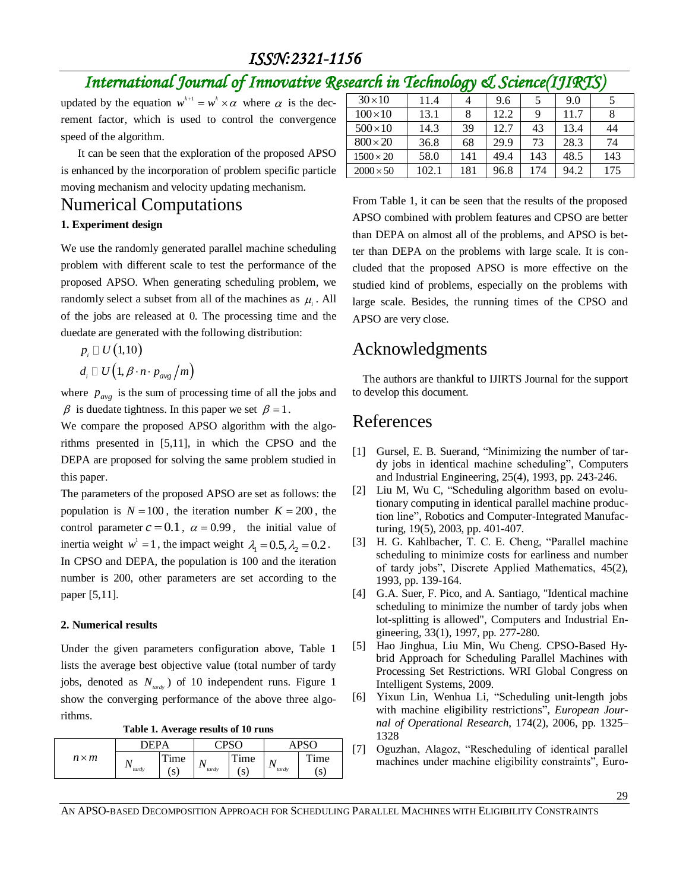updated by the equation $w^{k+1} = w^k \times \alpha$ where $\alpha$ is the decrement factor, which is used to control the convergence speed of the algorithm.

It can be seen that the exploration of the proposed APSO is enhanced by the incorporation of problem specific particle moving mechanism and velocity updating mechanism.

# Numerical Computations

**1. Experiment design**

We use the randomly generated parallel machine scheduling problem with different scale to test the performance of the proposed APSO. When generating scheduling problem, we randomly select a subset from all of the machines as $\mu_i$. All of the jobs are released at 0. The processing time and the duedate are generated with the following distribution:

$$p_i \sim U(1,10)$$

$$d_i \sim U\left(1, \beta \cdot n \cdot p_{avg}/m\right)$$

where $p_{avg}$ is the sum of processing time of all the jobs and $\beta$ is duedate tightness. In this paper we set $\beta = 1$.

We compare the proposed APSO algorithm with the algorithms presented in [5,11], in which the CPSO and the DEPA are proposed for solving the same problem studied in this paper.

The parameters of the proposed APSO are set as follows: the population is $N = 100$, the iteration number $K = 200$, the control parameter $c = 0.1$, $\alpha = 0.99$, the initial value of inertia weight $w^1 = 1$, the impact weight $\lambda_1 = 0.5, \lambda_2 = 0.2$.

In CPSO and DEPA, the population is 100 and the iteration number is 200, other parameters are set according to the paper [5,11].

**2. Numerical results**

Under the given parameters configuration above, Table 1 lists the average best objective value (total number of tardy jobs, denoted as $N_{tardy}$) of 10 independent runs. Figure 1 show the converging performance of the above three algorithms.

**Table 1. Average results of 10 runs**

| $n \times m$ | DEPA | | CPSO | | APSO | |
|---|---|---|---|---|---|---|
| | $N_{tardy}$ | Time (s) | $N_{tardy}$ | Time (s) | $N_{tardy}$ | Time (s) |
| $30 \times 10$ | 11.4 | 4 | 9.6 | 5 | 9.0 | 5 |
| $100 \times 10$ | 13.1 | 8 | 12.2 | 9 | 11.7 | 8 |
| $500 \times 10$ | 14.3 | 39 | 12.7 | 43 | 13.4 | 44 |
| $800 \times 20$ | 36.8 | 68 | 29.9 | 73 | 28.3 | 74 |
| $1500 \times 20$ | 58.0 | 141 | 49.4 | 143 | 48.5 | 143 |
| $2000 \times 50$ | 102.1 | 181 | 96.8 | 174 | 94.2 | 175 |

From Table 1, it can be seen that the results of the proposed APSO combined with problem features and CPSO are better than DEPA on almost all of the problems, and APSO is better than DEPA on the problems with large scale. It is concluded that the proposed APSO is more effective on the studied kind of problems, especially on the problems with large scale. Besides, the running times of the CPSO and APSO are very close.

# Acknowledgments

The authors are thankful to IJIRTS Journal for the support to develop this document.

# References

[1] Gursel, E. B. Suerand, "Minimizing the number of tardy jobs in identical machine scheduling", Computers and Industrial Engineering, 25(4), 1993, pp. 243-246.

[2] Liu M, Wu C, "Scheduling algorithm based on evolutionary computing in identical parallel machine production line", Robotics and Computer-Integrated Manufacturing, 19(5), 2003, pp. 401-407.

[3] H. G. Kahlbacher, T. C. E. Cheng, "Parallel machine scheduling to minimize costs for earliness and number of tardy jobs", Discrete Applied Mathematics, 45(2), 1993, pp. 139-164.

[4] G.A. Suer, F. Pico, and A. Santiago, "Identical machine scheduling to minimize the number of tardy jobs when lot-splitting is allowed", Computers and Industrial Engineering, 33(1), 1997, pp. 277-280.

[5] Hao Jinghua, Liu Min, Wu Cheng. CPSO-Based Hybrid Approach for Scheduling Parallel Machines with Processing Set Restrictions. WRI Global Congress on Intelligent Systems, 2009.

[6] Yixun Lin, Wenhua Li, "Scheduling unit-length jobs with machine eligibility restrictions", *European Journal of Operational Research*, 174(2), 2006, pp. 1325–1328

[7] Oguzhan, Alagoz, "Rescheduling of identical parallel machines under machine eligibility constraints", Euro-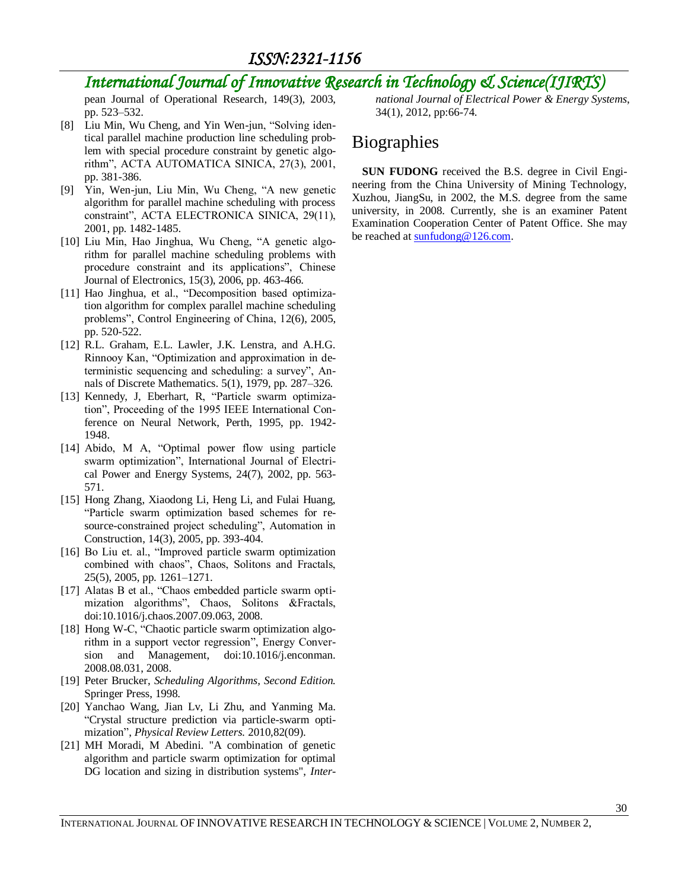pean Journal of Operational Research, 149(3), 2003, pp. 523–532.

[8] Liu Min, Wu Cheng, and Yin Wen-jun, "Solving identical parallel machine production line scheduling problem with special procedure constraint by genetic algorithm", ACTA AUTOMATICA SINICA, 27(3), 2001, pp. 381-386.

[9] Yin, Wen-jun, Liu Min, Wu Cheng, "A new genetic algorithm for parallel machine scheduling with process constraint", ACTA ELECTRONICA SINICA, 29(11), 2001, pp. 1482-1485.

[10] Liu Min, Hao Jinghua, Wu Cheng, "A genetic algorithm for parallel machine scheduling problems with procedure constraint and its applications", Chinese Journal of Electronics, 15(3), 2006, pp. 463-466.

[11] Hao Jinghua, et al., "Decomposition based optimization algorithm for complex parallel machine scheduling problems", Control Engineering of China, 12(6), 2005, pp. 520-522.

[12] R.L. Graham, E.L. Lawler, J.K. Lenstra, and A.H.G. Rinnooy Kan, "Optimization and approximation in deterministic sequencing and scheduling: a survey", Annals of Discrete Mathematics. 5(1), 1979, pp. 287–326.

[13] Kennedy, J, Eberhart, R, "Particle swarm optimization", Proceeding of the 1995 IEEE International Conference on Neural Network, Perth, 1995, pp. 1942-1948.

[14] Abido, M A, "Optimal power flow using particle swarm optimization", International Journal of Electrical Power and Energy Systems, 24(7), 2002, pp. 563-571.

[15] Hong Zhang, Xiaodong Li, Heng Li, and Fulai Huang, "Particle swarm optimization based schemes for resource-constrained project scheduling", Automation in Construction, 14(3), 2005, pp. 393-404.

[16] Bo Liu et. al., "Improved particle swarm optimization combined with chaos", Chaos, Solitons and Fractals, 25(5), 2005, pp. 1261–1271.

[17] Alatas B et al., "Chaos embedded particle swarm optimization algorithms", Chaos, Solitons &Fractals, doi:10.1016/j.chaos.2007.09.063, 2008.

[18] Hong W-C, "Chaotic particle swarm optimization algorithm in a support vector regression", Energy Conversion and Management, doi:10.1016/j.enconman. 2008.08.031, 2008.

[19] Peter Brucker, *Scheduling Algorithms, Second Edition.* Springer Press, 1998.

[20] Yanchao Wang, Jian Lv, Li Zhu, and Yanming Ma. "Crystal structure prediction via particle-swarm optimization", *Physical Review Letters.* 2010,82(09).

[21] MH Moradi, M Abedini. "A combination of genetic algorithm and particle swarm optimization for optimal DG location and sizing in distribution systems", *International Journal of Electrical Power & Energy Systems*, 34(1), 2012, pp:66-74.

# Biographies

**SUN FUDONG** received the B.S. degree in Civil Engineering from the China University of Mining Technology, Xuzhou, JiangSu, in 2002, the M.S. degree from the same university, in 2008. Currently, she is an examiner Patent Examination Cooperation Center of Patent Office. She may be reached at sunfudong@126.com.